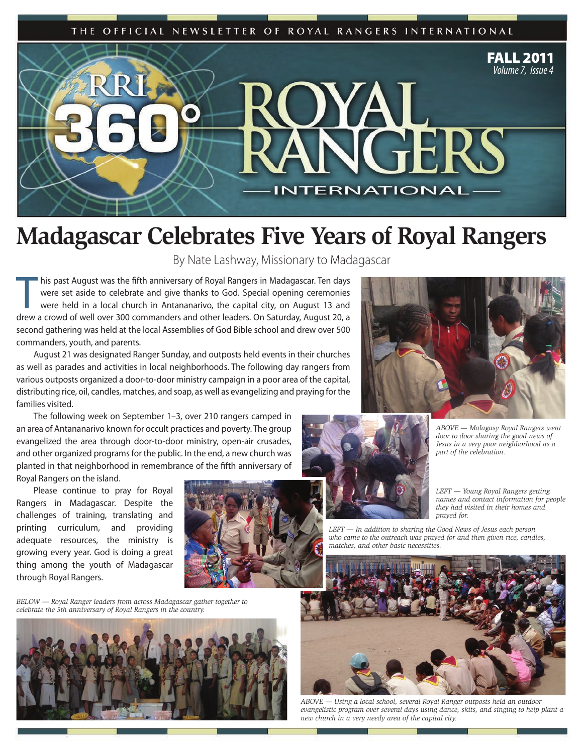THE OFFICIAL NEWSLETTER OF ROYAL RANGERS INTERNATIONAL

RRI 360° ROYAL RANGERS INTERNATIONAL

FALL 2011
*Volume 7, Issue 4*

# Madagascar Celebrates Five Years of Royal Rangers

By Nate Lashway, Missionary to Madagascar

This past August was the fifth anniversary of Royal Rangers in Madagascar. Ten days were set aside to celebrate and give thanks to God. Special opening ceremonies were held in a local church in Antananarivo, the capital city, on August 13 and drew a crowd of well over 300 commanders and other leaders. On Saturday, August 20, a second gathering was held at the local Assemblies of God Bible school and drew over 500 commanders, youth, and parents.

August 21 was designated Ranger Sunday, and outposts held events in their churches as well as parades and activities in local neighborhoods. The following day rangers from various outposts organized a door-to-door ministry campaign in a poor area of the capital, distributing rice, oil, candles, matches, and soap, as well as evangelizing and praying for the families visited.

The following week on September 1–3, over 210 rangers camped in an area of Antananarivo known for occult practices and poverty. The group evangelized the area through door-to-door ministry, open-air crusades, and other organized programs for the public. In the end, a new church was planted in that neighborhood in remembrance of the fifth anniversary of Royal Rangers on the island.

Please continue to pray for Royal Rangers in Madagascar. Despite the challenges of training, translating and printing curriculum, and providing adequate resources, the ministry is growing every year. God is doing a great thing among the youth of Madagascar through Royal Rangers.

*ABOVE — Malagasy Royal Rangers went door to door sharing the good news of Jesus in a very poor neighborhood as a part of the celebration.*

*LEFT — Young Royal Rangers getting names and contact information for people they had visited in their homes and prayed for.*

*LEFT — In addition to sharing the Good News of Jesus each person who came to the outreach was prayed for and then given rice, candles, matches, and other basic necessities.*

*BELOW — Royal Ranger leaders from across Madagascar gather together to celebrate the 5th anniversary of Royal Rangers in the country.*

*ABOVE — Using a local school, several Royal Ranger outposts held an outdoor evangelistic program over several days using dance, skits, and singing to help plant a new church in a very needy area of the capital city.*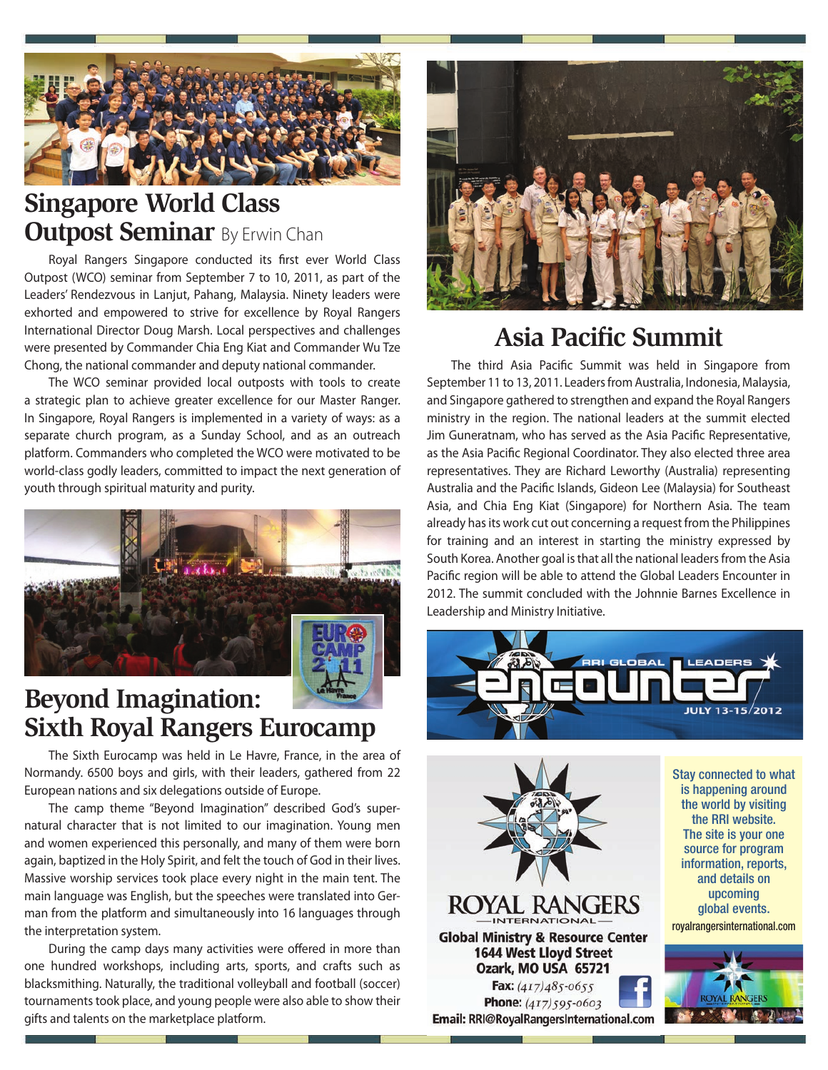## Singapore World Class Outpost Seminar

By Erwin Chan

Royal Rangers Singapore conducted its first ever World Class Outpost (WCO) seminar from September 7 to 10, 2011, as part of the Leaders' Rendezvous in Lanjut, Pahang, Malaysia. Ninety leaders were exhorted and empowered to strive for excellence by Royal Rangers International Director Doug Marsh. Local perspectives and challenges were presented by Commander Chia Eng Kiat and Commander Wu Tze Chong, the national commander and deputy national commander.

The WCO seminar provided local outposts with tools to create a strategic plan to achieve greater excellence for our Master Ranger. In Singapore, Royal Rangers is implemented in a variety of ways: as a separate church program, as a Sunday School, and as an outreach platform. Commanders who completed the WCO were motivated to be world-class godly leaders, committed to impact the next generation of youth through spiritual maturity and purity.

## Beyond Imagination: Sixth Royal Rangers Eurocamp

The Sixth Eurocamp was held in Le Havre, France, in the area of Normandy. 6500 boys and girls, with their leaders, gathered from 22 European nations and six delegations outside of Europe.

The camp theme "Beyond Imagination" described God's supernatural character that is not limited to our imagination. Young men and women experienced this personally, and many of them were born again, baptized in the Holy Spirit, and felt the touch of God in their lives. Massive worship services took place every night in the main tent. The main language was English, but the speeches were translated into German from the platform and simultaneously into 16 languages through the interpretation system.

During the camp days many activities were offered in more than one hundred workshops, including arts, sports, and crafts such as blacksmithing. Naturally, the traditional volleyball and football (soccer) tournaments took place, and young people were also able to show their gifts and talents on the marketplace platform.

## Asia Pacific Summit

The third Asia Pacific Summit was held in Singapore from September 11 to 13, 2011. Leaders from Australia, Indonesia, Malaysia, and Singapore gathered to strengthen and expand the Royal Rangers ministry in the region. The national leaders at the summit elected Jim Guneratnam, who has served as the Asia Pacific Representative, as the Asia Pacific Regional Coordinator. They also elected three area representatives. They are Richard Leworthy (Australia) representing Australia and the Pacific Islands, Gideon Lee (Malaysia) for Southeast Asia, and Chia Eng Kiat (Singapore) for Northern Asia. The team already has its work cut out concerning a request from the Philippines for training and an interest in starting the ministry expressed by South Korea. Another goal is that all the national leaders from the Asia Pacific region will be able to attend the Global Leaders Encounter in 2012. The summit concluded with the Johnnie Barnes Excellence in Leadership and Ministry Initiative.

RRI GLOBAL LEADERS encounter JULY 13-15/2012

ROYAL RANGERS INTERNATIONAL

**Global Ministry & Resource Center**
**1644 West Lloyd Street**
**Ozark, MO USA 65721**
**Fax:** (417)485-0655
**Phone:** (417)595-0603
**Email:** RRI@RoyalRangersInternational.com

Stay connected to what is happening around the world by visiting the RRI website. The site is your one source for program information, reports, and details on upcoming global events.

royalrangersinternational.com